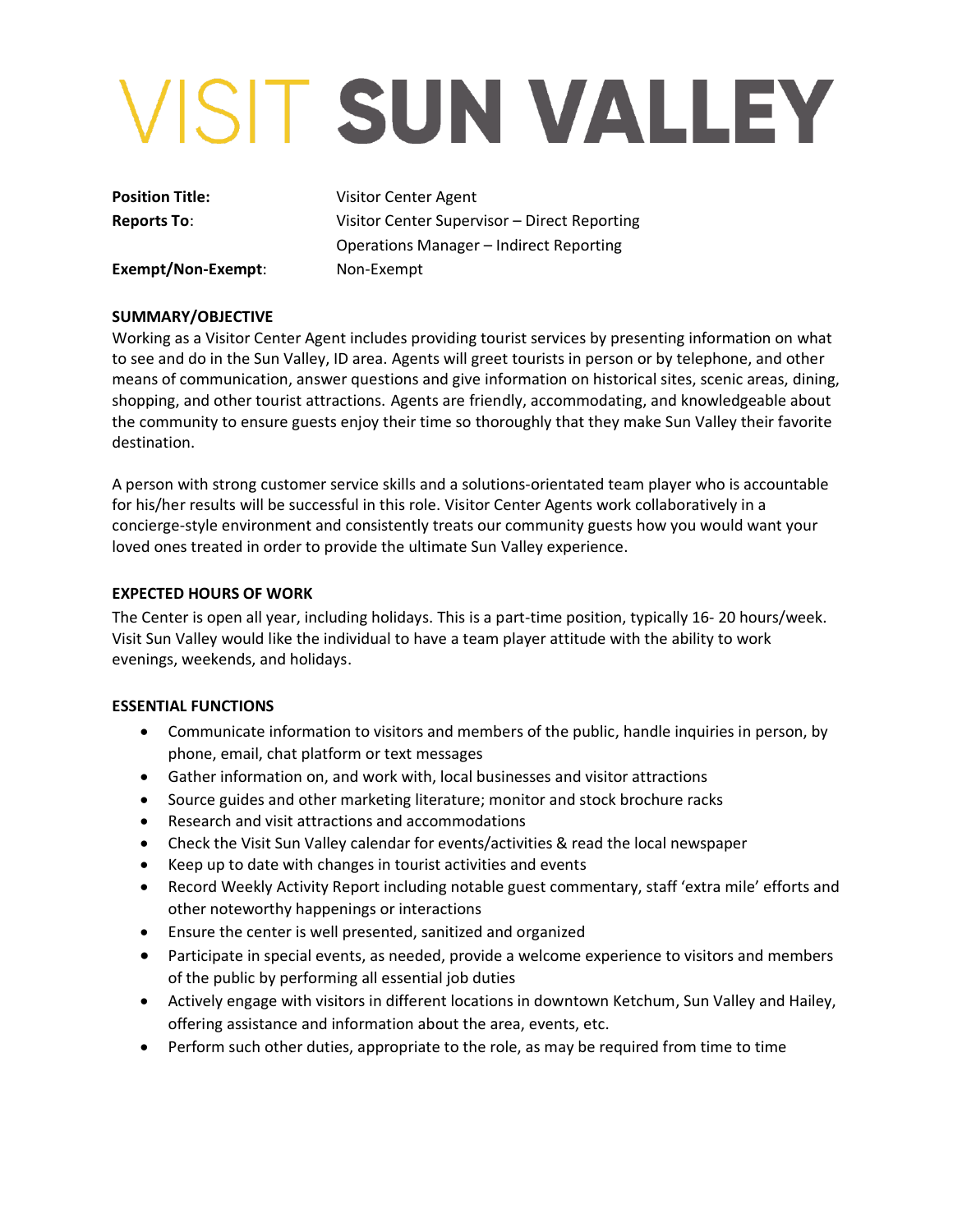# VISIT SUN VALLEY

| | |
|---|---|
| **Position Title:** | Visitor Center Agent |
| **Reports To**: | Visitor Center Supervisor – Direct Reporting |
| | Operations Manager – Indirect Reporting |
| **Exempt/Non-Exempt**: | Non-Exempt |

**SUMMARY/OBJECTIVE**

Working as a Visitor Center Agent includes providing tourist services by presenting information on what to see and do in the Sun Valley, ID area. Agents will greet tourists in person or by telephone, and other means of communication, answer questions and give information on historical sites, scenic areas, dining, shopping, and other tourist attractions. Agents are friendly, accommodating, and knowledgeable about the community to ensure guests enjoy their time so thoroughly that they make Sun Valley their favorite destination.

A person with strong customer service skills and a solutions-orientated team player who is accountable for his/her results will be successful in this role. Visitor Center Agents work collaboratively in a concierge-style environment and consistently treats our community guests how you would want your loved ones treated in order to provide the ultimate Sun Valley experience.

**EXPECTED HOURS OF WORK**

The Center is open all year, including holidays. This is a part-time position, typically 16- 20 hours/week. Visit Sun Valley would like the individual to have a team player attitude with the ability to work evenings, weekends, and holidays.

**ESSENTIAL FUNCTIONS**

- Communicate information to visitors and members of the public, handle inquiries in person, by phone, email, chat platform or text messages
- Gather information on, and work with, local businesses and visitor attractions
- Source guides and other marketing literature; monitor and stock brochure racks
- Research and visit attractions and accommodations
- Check the Visit Sun Valley calendar for events/activities & read the local newspaper
- Keep up to date with changes in tourist activities and events
- Record Weekly Activity Report including notable guest commentary, staff 'extra mile' efforts and other noteworthy happenings or interactions
- Ensure the center is well presented, sanitized and organized
- Participate in special events, as needed, provide a welcome experience to visitors and members of the public by performing all essential job duties
- Actively engage with visitors in different locations in downtown Ketchum, Sun Valley and Hailey, offering assistance and information about the area, events, etc.
- Perform such other duties, appropriate to the role, as may be required from time to time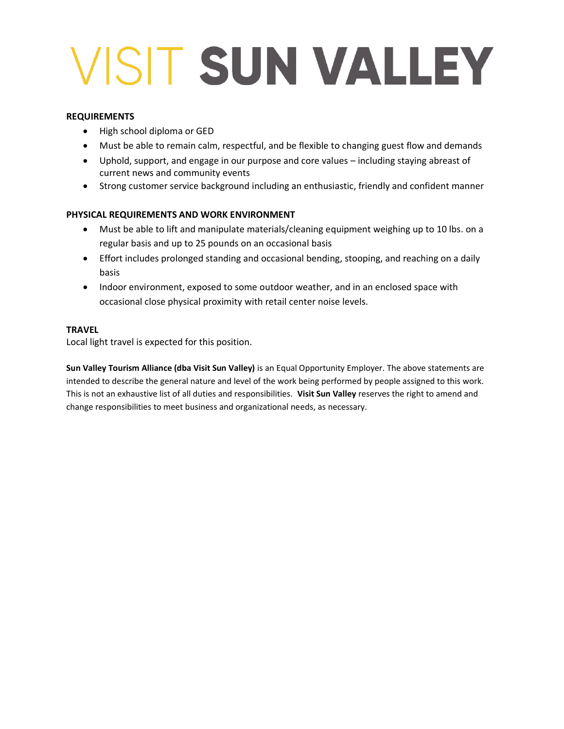# VISIT SUN VALLEY

**REQUIREMENTS**

- High school diploma or GED
- Must be able to remain calm, respectful, and be flexible to changing guest flow and demands
- Uphold, support, and engage in our purpose and core values – including staying abreast of current news and community events
- Strong customer service background including an enthusiastic, friendly and confident manner

**PHYSICAL REQUIREMENTS AND WORK ENVIRONMENT**

- Must be able to lift and manipulate materials/cleaning equipment weighing up to 10 lbs. on a regular basis and up to 25 pounds on an occasional basis
- Effort includes prolonged standing and occasional bending, stooping, and reaching on a daily basis
- Indoor environment, exposed to some outdoor weather, and in an enclosed space with occasional close physical proximity with retail center noise levels.

**TRAVEL**

Local light travel is expected for this position.

**Sun Valley Tourism Alliance (dba Visit Sun Valley)** is an Equal Opportunity Employer. The above statements are intended to describe the general nature and level of the work being performed by people assigned to this work. This is not an exhaustive list of all duties and responsibilities. **Visit Sun Valley** reserves the right to amend and change responsibilities to meet business and organizational needs, as necessary.